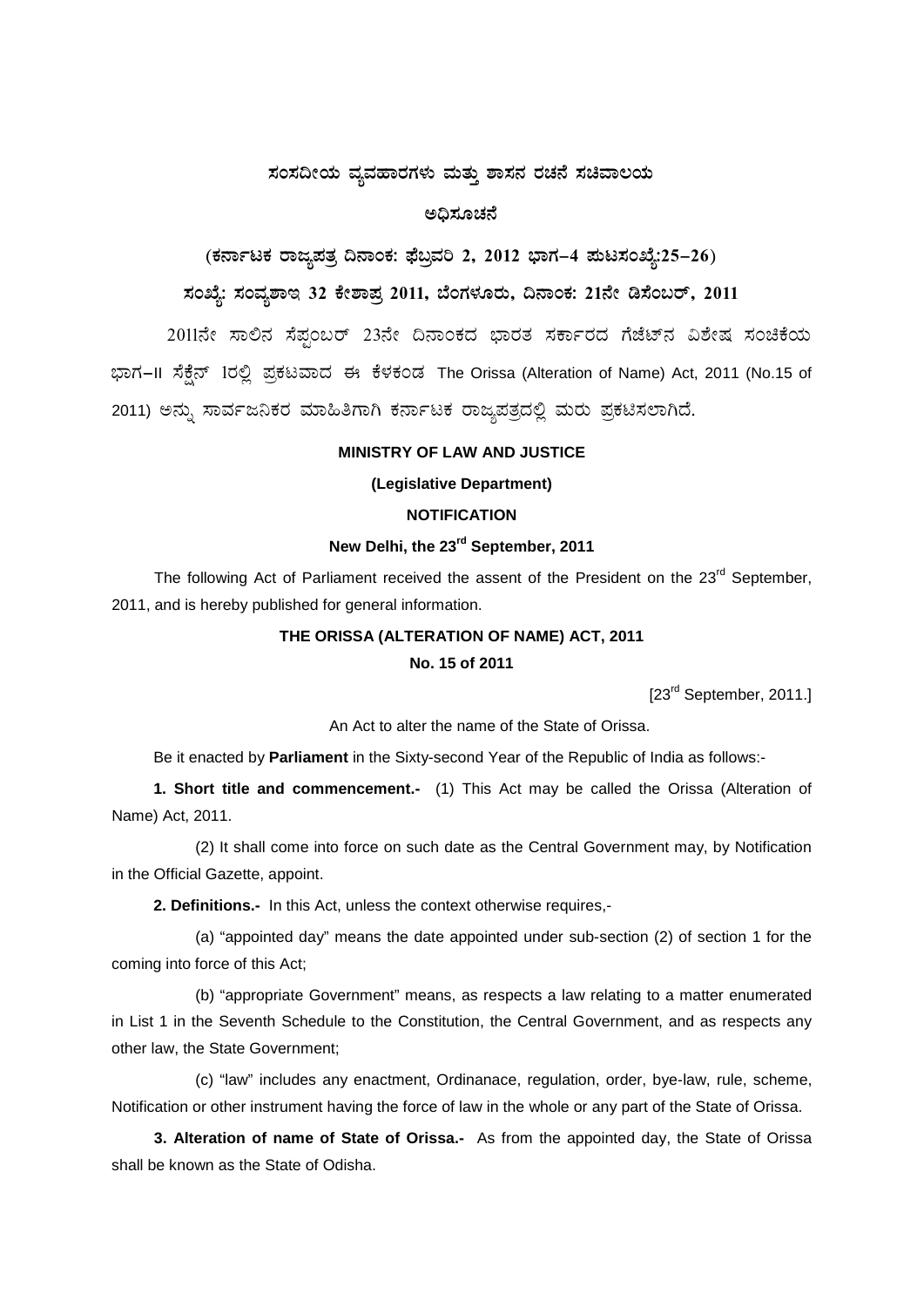**ಸಂಸದೀಯ ವ್ಯವಹಾರಗಳು ಮತ್ತು ಶಾಸನ ರಚನೆ ಸಚಿವಾಲಯ**

**ಅಧಿಸೂಚನೆ**

**(ಕರ್ನಾಟಕ ರಾಜ್ಯಪತ್ರ ದಿನಾಂಕ: ಫೆಬ್ರವರಿ 2, 2012 ಭಾಗ–4 ಪುಟಸಂಖ್ಯೆ:25–26)**

**ಸಂಖ್ಯೆ: ಸಂವ್ಯಶಾಇ 32 ಕೇಶಾಪ್ರ 2011, ಬೆಂಗಳೂರು, ದಿನಾಂಕ: 21ನೇ ಡಿಸೆಂಬರ್, 2011**

2011ನೇ ಸಾಲಿನ ಸೆಪ್ಟಂಬರ್ 23ನೇ ದಿನಾಂಕದ ಭಾರತ ಸರ್ಕಾರದ ಗೆಜೆಟ್‌ನ ವಿಶೇಷ ಸಂಚಿಕೆಯ ಭಾಗ–II ಸೆಕ್ಷೆನ್ 1ರಲ್ಲಿ ಪ್ರಕಟವಾದ ಈ ಕೆಳಕಂಡ The Orissa (Alteration of Name) Act, 2011 (No.15 of 2011) ಅನ್ನು ಸಾರ್ವಜನಿಕರ ಮಾಹಿತಿಗಾಗಿ ಕರ್ನಾಟಕ ರಾಜ್ಯಪತ್ರದಲ್ಲಿ ಮರು ಪ್ರಕಟಿಸಲಾಗಿದೆ.

**MINISTRY OF LAW AND JUSTICE**

**(Legislative Department)**

**NOTIFICATION**

**New Delhi, the 23rd September, 2011**

The following Act of Parliament received the assent of the President on the 23rd September, 2011, and is hereby published for general information.

**THE ORISSA (ALTERATION OF NAME) ACT, 2011**

**No. 15 of 2011**

[23rd September, 2011.]

An Act to alter the name of the State of Orissa.

Be it enacted by **Parliament** in the Sixty-second Year of the Republic of India as follows:-

**1. Short title and commencement.-** (1) This Act may be called the Orissa (Alteration of Name) Act, 2011.

(2) It shall come into force on such date as the Central Government may, by Notification in the Official Gazette, appoint.

**2. Definitions.-** In this Act, unless the context otherwise requires,-

(a) "appointed day" means the date appointed under sub-section (2) of section 1 for the coming into force of this Act;

(b) "appropriate Government" means, as respects a law relating to a matter enumerated in List 1 in the Seventh Schedule to the Constitution, the Central Government, and as respects any other law, the State Government;

(c) "law" includes any enactment, Ordinanace, regulation, order, bye-law, rule, scheme, Notification or other instrument having the force of law in the whole or any part of the State of Orissa.

**3. Alteration of name of State of Orissa.-** As from the appointed day, the State of Orissa shall be known as the State of Odisha.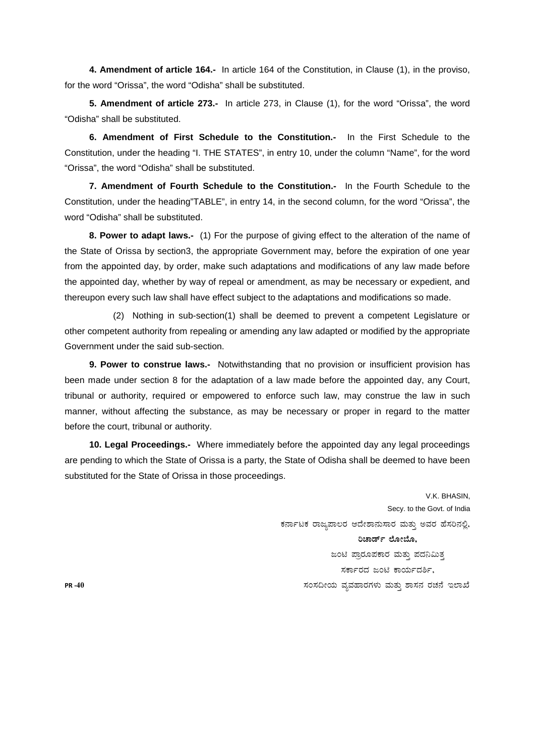**4. Amendment of article 164.-** In article 164 of the Constitution, in Clause (1), in the proviso, for the word “Orissa”, the word “Odisha” shall be substituted.

**5. Amendment of article 273.-** In article 273, in Clause (1), for the word “Orissa”, the word “Odisha” shall be substituted.

**6. Amendment of First Schedule to the Constitution.-** In the First Schedule to the Constitution, under the heading “I. THE STATES”, in entry 10, under the column “Name”, for the word “Orissa”, the word “Odisha” shall be substituted.

**7. Amendment of Fourth Schedule to the Constitution.-** In the Fourth Schedule to the Constitution, under the heading”TABLE”, in entry 14, in the second column, for the word “Orissa”, the word “Odisha” shall be substituted.

**8. Power to adapt laws.-** (1) For the purpose of giving effect to the alteration of the name of the State of Orissa by section3, the appropriate Government may, before the expiration of one year from the appointed day, by order, make such adaptations and modifications of any law made before the appointed day, whether by way of repeal or amendment, as may be necessary or expedient, and thereupon every such law shall have effect subject to the adaptations and modifications so made.

(2) Nothing in sub-section(1) shall be deemed to prevent a competent Legislature or other competent authority from repealing or amending any law adapted or modified by the appropriate Government under the said sub-section.

**9. Power to construe laws.-** Notwithstanding that no provision or insufficient provision has been made under section 8 for the adaptation of a law made before the appointed day, any Court, tribunal or authority, required or empowered to enforce such law, may construe the law in such manner, without affecting the substance, as may be necessary or proper in regard to the matter before the court, tribunal or authority.

**10. Legal Proceedings.-** Where immediately before the appointed day any legal proceedings are pending to which the State of Orissa is a party, the State of Odisha shall be deemed to have been substituted for the State of Orissa in those proceedings.

V.K. BHASIN,
Secy. to the Govt. of India

ಕರ್ನಾಟಕ ರಾಜ್ಯಪಾಲರ ಆದೇಶಾನುಸಾರ ಮತ್ತು ಅವರ ಹೆಸರಿನಲ್ಲಿ,

**ರಿಚಾರ್ಡ್ ಲೋಬೊ,**

ಜಂಟಿ ಪ್ರಾರೂಪಕಾರ ಮತ್ತು ಪದನಿಮಿತ್ತ
ಸರ್ಕಾರದ ಜಂಟಿ ಕಾರ್ಯದರ್ಶಿ,
ಸಂಸದೀಯ ವ್ಯವಹಾರಗಳು ಮತ್ತು ಶಾಸನ ರಚನೆ ಇಲಾಖೆ

PR -40